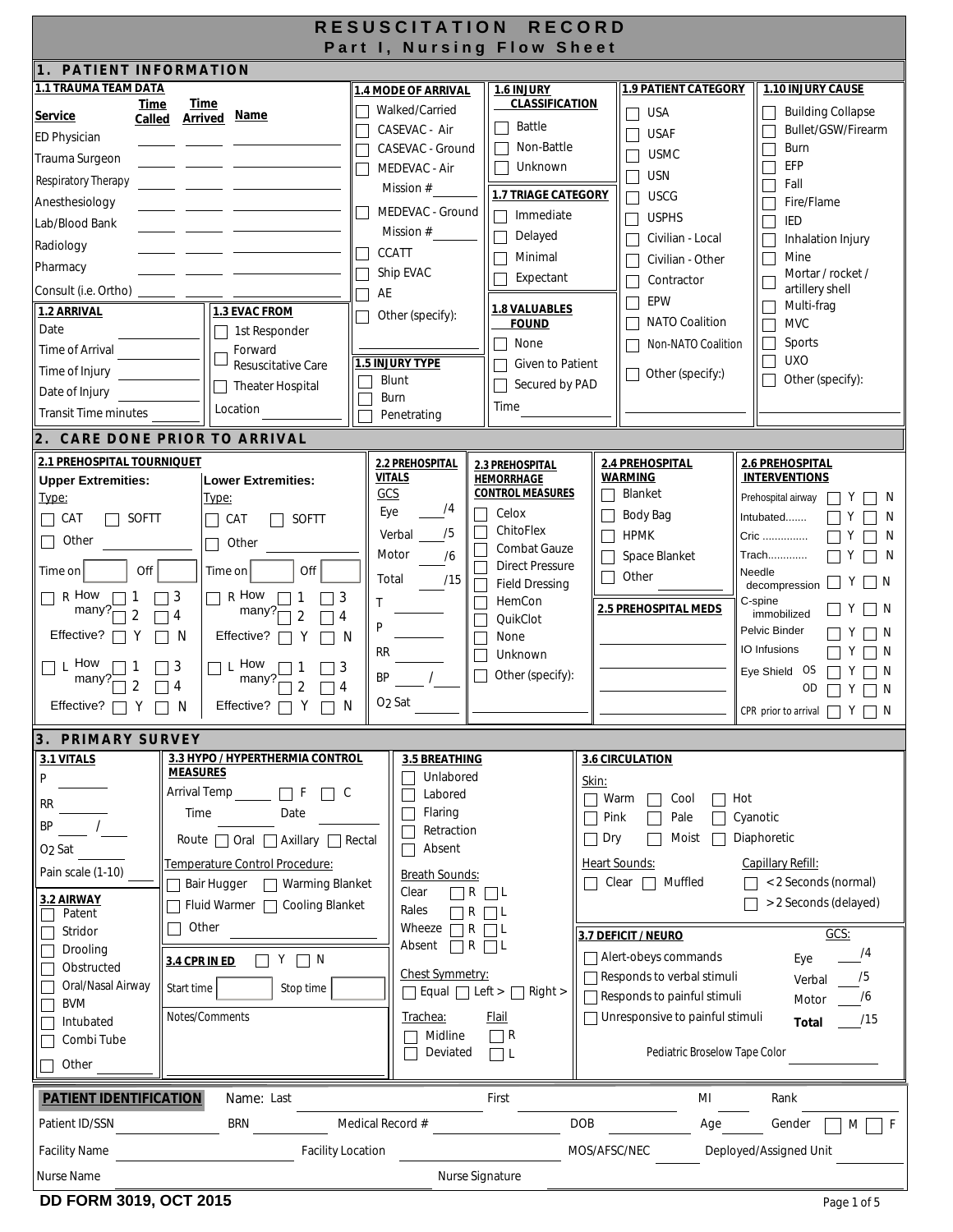# RESUSCITATION RECORD
## Part I, Nursing Flow Sheet

## 1. PATIENT INFORMATION

### 1.1 TRAUMA TEAM DATA

| Service | Time Called | Time Arrived | Name |
|---|---|---|---|
| ED Physician | | | |
| Trauma Surgeon | | | |
| Respiratory Therapy | | | |
| Anesthesiology | | | |
| Lab/Blood Bank | | | |
| Radiology | | | |
| Pharmacy | | | |
| Consult (i.e. Ortho) | | | |

### 1.2 ARRIVAL
- Date
- Time of Arrival
- Time of Injury
- Date of Injury
- Transit Time minutes

### 1.3 EVAC FROM
- ☐ 1st Responder
- ☐ Forward Resuscitative Care
- ☐ Theater Hospital
- Location

### 1.4 MODE OF ARRIVAL
- ☐ Walked/Carried
- ☐ CASEVAC - Air
- ☐ CASEVAC - Ground
- ☐ MEDEVAC - Air
  - Mission #
- ☐ MEDEVAC - Ground
  - Mission #
- ☐ CCATT
- ☐ Ship EVAC
- ☐ AE
- ☐ Other (specify):

### 1.5 INJURY TYPE
- ☐ Blunt
- ☐ Burn
- ☐ Penetrating

### 1.6 INJURY CLASSIFICATION
- ☐ Battle
- ☐ Non-Battle
- ☐ Unknown

### 1.7 TRIAGE CATEGORY
- ☐ Immediate
- ☐ Delayed
- ☐ Minimal
- ☐ Expectant

### 1.8 VALUABLES FOUND
- ☐ None
- ☐ Given to Patient
- ☐ Secured by PAD
- Time

### 1.9 PATIENT CATEGORY
- ☐ USA
- ☐ USAF
- ☐ USMC
- ☐ USN
- ☐ USCG
- ☐ USPHS
- ☐ Civilian - Local
- ☐ Civilian - Other
- ☐ Contractor
- ☐ EPW
- ☐ NATO Coalition
- ☐ Non-NATO Coalition
- ☐ Other (specify:)

### 1.10 INJURY CAUSE
- ☐ Building Collapse
- ☐ Bullet/GSW/Firearm
- ☐ Burn
- ☐ EFP
- ☐ Fall
- ☐ Fire/Flame
- ☐ IED
- ☐ Inhalation Injury
- ☐ Mine
- ☐ Mortar / rocket / artillery shell
- ☐ Multi-frag
- ☐ MVC
- ☐ Sports
- ☐ UXO
- ☐ Other (specify):

## 2. CARE DONE PRIOR TO ARRIVAL

### 2.1 PREHOSPITAL TOURNIQUET

**Upper Extremities:**
- Type: ☐ CAT ☐ SOFTT ☐ Other
- Time on ___ Off ___
- ☐ R How many? ☐ 1 ☐ 2 ☐ 3 ☐ 4
- Effective? ☐ Y ☐ N
- ☐ L How many? ☐ 1 ☐ 2 ☐ 3 ☐ 4
- Effective? ☐ Y ☐ N

**Lower Extremities:**
- Type: ☐ CAT ☐ SOFTT ☐ Other
- Time on ___ Off ___
- ☐ R How many? ☐ 1 ☐ 2 ☐ 3 ☐ 4
- Effective? ☐ Y ☐ N
- ☐ L How many? ☐ 1 ☐ 2 ☐ 3 ☐ 4
- Effective? ☐ Y ☐ N

### 2.2 PREHOSPITAL VITALS
GCS
- Eye ___/4
- Verbal ___/5
- Motor ___/6
- Total ___/15
- T
- P
- RR
- BP ___ / ___
- $O_2$ Sat

### 2.3 PREHOSPITAL HEMORRHAGE CONTROL MEASURES
- ☐ Celox
- ☐ ChitoFlex
- ☐ Combat Gauze
- ☐ Direct Pressure
- ☐ Field Dressing
- ☐ HemCon
- ☐ QuikClot
- ☐ None
- ☐ Unknown
- ☐ Other (specify):

### 2.4 PREHOSPITAL WARMING
- ☐ Blanket
- ☐ Body Bag
- ☐ HPMK
- ☐ Space Blanket
- ☐ Other

### 2.5 PREHOSPITAL MEDS

### 2.6 PREHOSPITAL INTERVENTIONS

| | | |
|---|---|---|
| Prehospital airway | ☐ Y | ☐ N |
| Intubated....... | ☐ Y | ☐ N |
| Cric .............. | ☐ Y | ☐ N |
| Trach............ | ☐ Y | ☐ N |
| Needle decompression | ☐ Y | ☐ N |
| C-spine immobilized | ☐ Y | ☐ N |
| Pelvic Binder | ☐ Y | ☐ N |
| IO Infusions | ☐ Y | ☐ N |
| Eye Shield OS | ☐ Y | ☐ N |
| OD | ☐ Y | ☐ N |
| CPR prior to arrival | ☐ Y | ☐ N |

## 3. PRIMARY SURVEY

### 3.1 VITALS
- P
- RR
- BP ___ / ___
- $O_2$ Sat
- Pain scale (1-10)

### 3.2 AIRWAY
- ☐ Patent
- ☐ Stridor
- ☐ Drooling
- ☐ Obstructed
- ☐ Oral/Nasal Airway
- ☐ BVM
- ☐ Intubated
- ☐ Combi Tube
- ☐ Other

### 3.3 HYPO / HYPERTHERMIA CONTROL MEASURES
- Arrival Temp ___ ☐ F ☐ C
- Time ___ Date ___
- Route ☐ Oral ☐ Axillary ☐ Rectal

Temperature Control Procedure:
- ☐ Bair Hugger ☐ Warming Blanket
- ☐ Fluid Warmer ☐ Cooling Blanket
- ☐ Other

### 3.4 CPR IN ED ☐ Y ☐ N
- Start time ___ Stop time ___

Notes/Comments

### 3.5 BREATHING
- ☐ Unlabored
- ☐ Labored
- ☐ Flaring
- ☐ Retraction
- ☐ Absent

Breath Sounds:
- Clear ☐ R ☐ L
- Rales ☐ R ☐ L
- Wheeze ☐ R ☐ L
- Absent ☐ R ☐ L

Chest Symmetry:
- ☐ Equal ☐ Left > ☐ Right >

Trachea:
- ☐ Midline
- ☐ Deviated

Flail:
- ☐ R
- ☐ L

### 3.6 CIRCULATION
Skin:
- ☐ Warm ☐ Cool ☐ Hot
- ☐ Pink ☐ Pale ☐ Cyanotic
- ☐ Dry ☐ Moist ☐ Diaphoretic

Heart Sounds:
- ☐ Clear ☐ Muffled

Capillary Refill:
- ☐ <2 Seconds (normal)
- ☐ >2 Seconds (delayed)

### 3.7 DEFICIT / NEURO
- ☐ Alert-obeys commands
- ☐ Responds to verbal stimuli
- ☐ Responds to painful stimuli
- ☐ Unresponsive to painful stimuli

GCS:
- Eye ___/4
- Verbal ___/5
- Motor ___/6
- **Total** ___/15

Pediatric Broselow Tape Color

## PATIENT IDENTIFICATION
- Name: Last ___ First ___ MI ___ Rank ___
- Patient ID/SSN ___ BRN ___ Medical Record # ___ DOB ___ Age ___ Gender ☐ M ☐ F
- Facility Name ___ Facility Location ___ MOS/AFSC/NEC ___ Deployed/Assigned Unit ___
- Nurse Name ___ Nurse Signature ___

DD FORM 3019, OCT 2015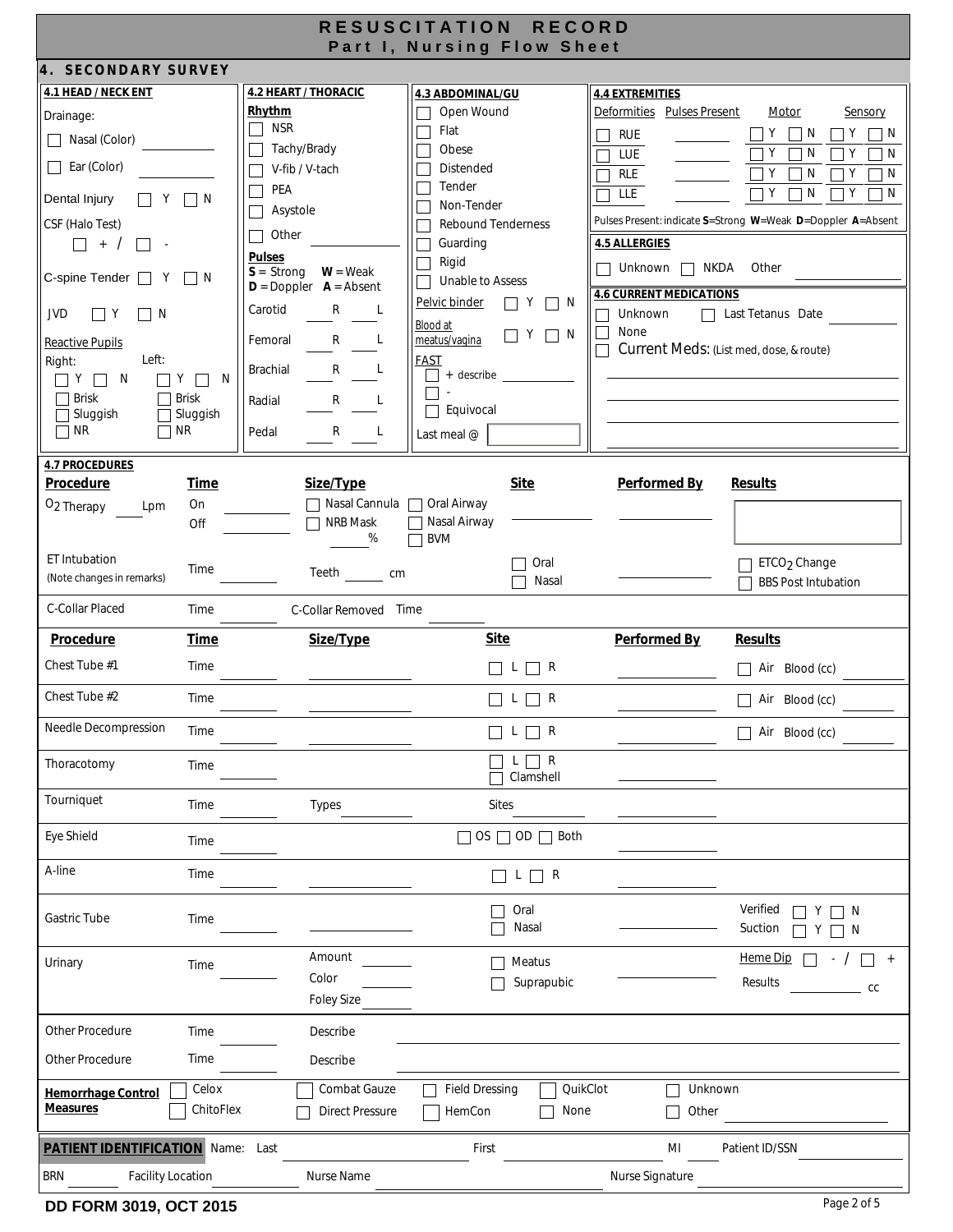# RESUSCITATION RECORD
## Part I, Nursing Flow Sheet

## 4. SECONDARY SURVEY

### 4.1 HEAD / NECK ENT

Drainage:

☐ Nasal (Color) ______

☐ Ear (Color) ______

Dental Injury ☐ Y ☐ N

CSF (Halo Test)

☐ + / ☐ -

C-spine Tender ☐ Y ☐ N

JVD ☐ Y ☐ N

Reactive Pupils

| Right: | Left: |
|---|---|
| ☐ Y ☐ N | ☐ Y ☐ N |
| ☐ Brisk | ☐ Brisk |
| ☐ Sluggish | ☐ Sluggish |
| ☐ NR | ☐ NR |

### 4.2 HEART / THORACIC

**Rhythm**

☐ NSR

☐ Tachy/Brady

☐ V-fib / V-tach

☐ PEA

☐ Asystole

☐ Other ______

**Pulses**

**S** = Strong **W** = Weak
**D** = Doppler **A** = Absent

| | | |
|---|---|---|
| Carotid | R ____ | L ____ |
| Femoral | R ____ | L ____ |
| Brachial | R ____ | L ____ |
| Radial | R ____ | L ____ |
| Pedal | R ____ | L ____ |

### 4.3 ABDOMINAL/GU

☐ Open Wound

☐ Flat

☐ Obese

☐ Distended

☐ Tender

☐ Non-Tender

☐ Rebound Tenderness

☐ Guarding

☐ Rigid

☐ Unable to Assess

Pelvic binder ☐ Y ☐ N

Blood at meatus/vagina ☐ Y ☐ N

FAST

☐ + describe ______

☐ -

☐ Equivocal

Last meal @ ______

### 4.4 EXTREMITIES

| Deformities | | Pulses Present | Motor | Sensory |
|---|---|---|---|---|
| ☐ | RUE | ______ | ☐ Y ☐ N | ☐ Y ☐ N |
| ☐ | LUE | ______ | ☐ Y ☐ N | ☐ Y ☐ N |
| ☐ | RLE | ______ | ☐ Y ☐ N | ☐ Y ☐ N |
| ☐ | LLE | ______ | ☐ Y ☐ N | ☐ Y ☐ N |

Pulses Present: indicate **S**=Strong **W**=Weak **D**=Doppler **A**=Absent

### 4.5 ALLERGIES

☐ Unknown ☐ NKDA Other ______

### 4.6 CURRENT MEDICATIONS

☐ Unknown ☐ Last Tetanus Date ______

☐ None

☐ Current Meds: (List med, dose, & route)

______

______

______

______

### 4.7 PROCEDURES

| Procedure | Time | Size/Type | | Site | Performed By | Results |
|---|---|---|---|---|---|---|
| $O_2$ Therapy ____ Lpm | On ______ Off ______ | ☐ Nasal Cannula ☐ NRB Mask ____ % | ☐ Oral Airway ☐ Nasal Airway ☐ BVM | ______ | ______ | |
| ET Intubation (Note changes in remarks) | Time ______ | Teeth ______ cm | | ☐ Oral ☐ Nasal | ______ | ☐ $ETCO_2$ Change ☐ BBS Post Intubation |
| C-Collar Placed | Time ______ | C-Collar Removed Time ______ | | | | |

| Procedure | Time | Size/Type | Site | Performed By | Results |
|---|---|---|---|---|---|
| Chest Tube #1 | Time ______ | ______ | ☐ L ☐ R | ______ | ☐ Air Blood (cc) ______ |
| Chest Tube #2 | Time ______ | ______ | ☐ L ☐ R | ______ | ☐ Air Blood (cc) ______ |
| Needle Decompression | Time ______ | ______ | ☐ L ☐ R | ______ | ☐ Air Blood (cc) ______ |
| Thoracotomy | Time ______ | | ☐ L ☐ R ☐ Clamshell | ______ | |
| Tourniquet | Time ______ | Types ______ | Sites ______ | ______ | |
| Eye Shield | Time ______ | | ☐ OS ☐ OD ☐ Both | ______ | |
| A-line | Time ______ | ______ | ☐ L ☐ R | ______ | |
| Gastric Tube | Time ______ | ______ | ☐ Oral ☐ Nasal | ______ | Verified ☐ Y ☐ N Suction ☐ Y ☐ N |
| Urinary | Time ______ | Amount ______ Color ______ Foley Size ______ | ☐ Meatus ☐ Suprapubic | ______ | Heme Dip ☐ - / ☐ + Results ______ cc |
| Other Procedure | Time | Describe ______ | | | |
| Other Procedure | Time | Describe ______ | | | |

**Hemorrhage Control Measures**

☐ Celox ☐ ChitoFlex ☐ Combat Gauze ☐ Direct Pressure ☐ Field Dressing ☐ HemCon ☐ QuikClot ☐ None ☐ Unknown ☐ Other ______

**PATIENT IDENTIFICATION** Name: Last ______ First ______ MI ____ Patient ID/SSN ______

BRN ______ Facility Location ______ Nurse Name ______ Nurse Signature ______

DD FORM 3019, OCT 2015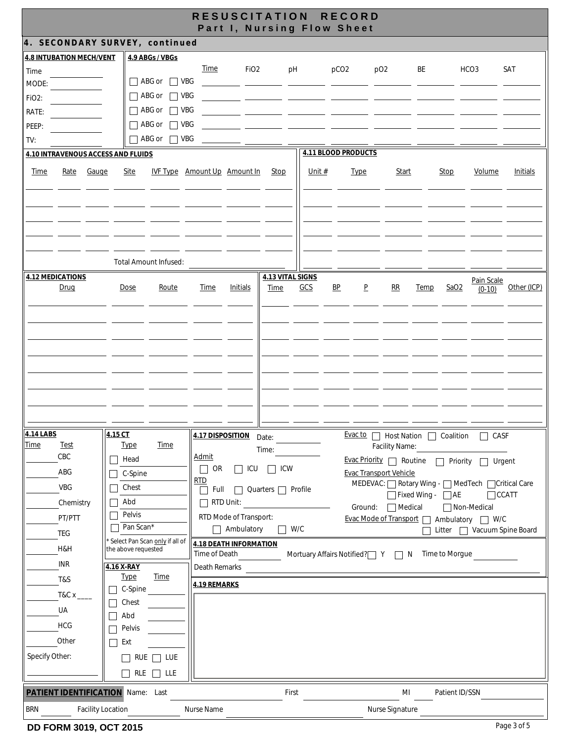# RESUSCITATION RECORD
## Part I, Nursing Flow Sheet

## 4. SECONDARY SURVEY, continued

### 4.8 INTUBATION MECH/VENT

Time ____

MODE: ____

FiO2: ____

RATE: ____

PEEP: ____

TV: ____

### 4.9 ABGs / VBGs

| | Time | FiO2 | pH | pCO2 | pO2 | BE | HCO3 | SAT |
|---|---|---|---|---|---|---|---|---|
| ☐ ABG or ☐ VBG | | | | | | | | |
| ☐ ABG or ☐ VBG | | | | | | | | |
| ☐ ABG or ☐ VBG | | | | | | | | |
| ☐ ABG or ☐ VBG | | | | | | | | |
| ☐ ABG or ☐ VBG | | | | | | | | |

### 4.10 INTRAVENOUS ACCESS AND FLUIDS

| Time | Rate | Gauge | Site | IVF Type | Amount Up | Amount In | Stop |
|---|---|---|---|---|---|---|---|
| | | | | | | | |
| | | | | | | | |
| | | | | | | | |
| | | | | | | | |
| | | | | | | | |

Total Amount Infused: ____

### 4.11 BLOOD PRODUCTS

| Unit # | Type | Start | Stop | Volume | Initials |
|---|---|---|---|---|---|
| | | | | | |
| | | | | | |
| | | | | | |
| | | | | | |
| | | | | | |
| | | | | | |

### 4.12 MEDICATIONS

| Drug | Dose | Route | Time | Initials |
|---|---|---|---|---|
| | | | | |
| | | | | |
| | | | | |
| | | | | |
| | | | | |
| | | | | |
| | | | | |
| | | | | |

### 4.13 VITAL SIGNS

| Time | GCS | BP | P | RR | Temp | SaO2 | Pain Scale (0-10) | Other (ICP) |
|---|---|---|---|---|---|---|---|---|
| | | | | | | | | |
| | | | | | | | | |
| | | | | | | | | |
| | | | | | | | | |
| | | | | | | | | |
| | | | | | | | | |
| | | | | | | | | |
| | | | | | | | | |

### 4.14 LABS

| Time | Test |
|---|---|
| | CBC |
| | ABG |
| | VBG |
| | Chemistry |
| | PT/PTT |
| | TEG |
| | H&H |
| | INR |
| | T&S |
| | T&C x ____ |
| | UA |
| | HCG |
| | Other |

Specify Other: ____

### 4.15 CT

| Type | Time |
|---|---|
| ☐ Head | |
| ☐ C-Spine | |
| ☐ Chest | |
| ☐ Abd | |
| ☐ Pelvis | |
| ☐ Pan Scan* | |

* Select Pan Scan only if all of the above requested

### 4.16 X-RAY

| Type | Time |
|---|---|
| ☐ C-Spine | |
| ☐ Chest | |
| ☐ Abd | |
| ☐ Pelvis | |
| ☐ Ext | |

☐ RUE ☐ LUE

☐ RLE ☐ LLE

### 4.17 DISPOSITION

Date: ____

Time: ____

Admit

☐ OR ☐ ICU ☐ ICW

RTD

☐ Full ☐ Quarters ☐ Profile

☐ RTD Unit: ____

RTD Mode of Transport:

☐ Ambulatory ☐ W/C

Evac to ☐ Host Nation ☐ Coalition ☐ CASF

Facility Name: ____

Evac Priority ☐ Routine ☐ Priority ☐ Urgent

Evac Transport Vehicle

MEDEVAC: ☐ Rotary Wing - ☐ MedTech ☐ Critical Care

☐ Fixed Wing - ☐ AE ☐ CCATT

Ground: ☐ Medical ☐ Non-Medical

Evac Mode of Transport ☐ Ambulatory ☐ W/C

☐ Litter ☐ Vacuum Spine Board

### 4.18 DEATH INFORMATION

Time of Death ____ Mortuary Affairs Notified? ☐ Y ☐ N Time to Morgue ____

Death Remarks ____

### 4.19 REMARKS

**PATIENT IDENTIFICATION** Name: Last ____ First ____ MI ____ Patient ID/SSN ____

BRN ____ Facility Location ____ Nurse Name ____ Nurse Signature ____

DD FORM 3019, OCT 2015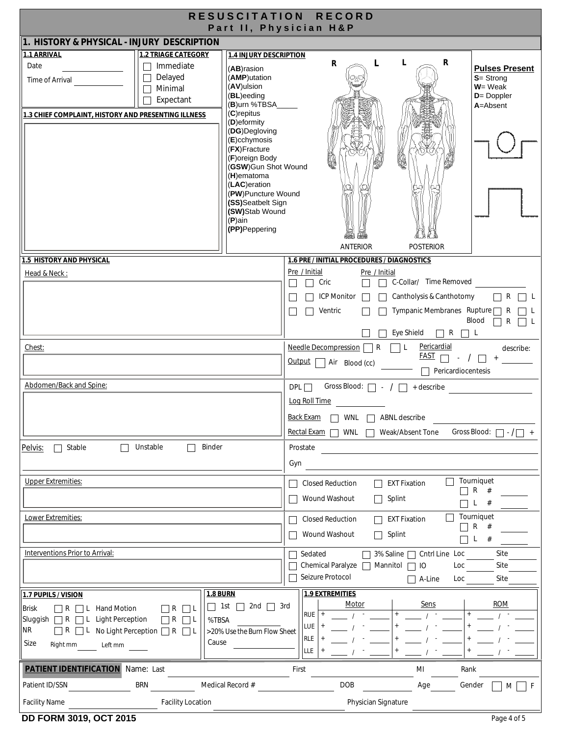# RESUSCITATION RECORD
## Part II, Physician H&P

## 1. HISTORY & PHYSICAL - INJURY DESCRIPTION

**1.1 ARRIVAL**

Date ______________

Time of Arrival ______________

**1.2 TRIAGE CATEGORY**

- ☐ Immediate
- ☐ Delayed
- ☐ Minimal
- ☐ Expectant

**1.3 CHIEF COMPLAINT, HISTORY AND PRESENTING ILLNESS**

**1.4 INJURY DESCRIPTION**

(**AB**)rasion
(**AMP**)utation
(**AV**)ulsion
(**BL**)eeding
(**B**)urn %TBSA_____
(**C**)repitus
(**D**)eformity
(**DG**)Degloving
(**E**)cchymosis
(**FX**)Fracture
(**F**)oreign Body
(**GSW**)Gun Shot Wound
(**H**)ematoma
(**LAC**)eration
(**PW**)Puncture Wound
**(SS)**Seatbelt Sign
**(SW)**Stab Wound
(**P**)ain
**(PP)**Peppering

R L L R

ANTERIOR POSTERIOR

**Pulses Present**
**S**= Strong
**W**= Weak
**D**= Doppler
**A**=Absent

**1.5 HISTORY AND PHYSICAL**

Head & Neck:

**1.6 PRE / INITIAL PROCEDURES / DIAGNOSTICS**

| Pre / Initial | | Pre / Initial | |
|---|---|---|---|
| ☐ ☐ | Cric | ☐ ☐ | C-Collar/ Time Removed ______ |
| ☐ ☐ | ICP Monitor | ☐ ☐ | Cantholysis & Canthotomy ☐ R ☐ L |
| ☐ ☐ | Ventric | ☐ ☐ | Tympanic Membranes Rupture ☐ R ☐ L; Blood ☐ R ☐ L |
| | | ☐ ☐ | Eye Shield ☐ R ☐ L |

Chest:

Needle Decompression ☐ R ☐ L  Pericardial FAST ☐ - / ☐ + describe: ______

Output ☐ Air Blood (cc) ______  ☐ Pericardiocentesis

Abdomen/Back and Spine:

DPL ☐  Gross Blood: ☐ - / ☐ + describe ______

Log Roll Time ______

Back Exam ☐ WNL ☐ ABNL describe ______

Rectal Exam ☐ WNL ☐ Weak/Absent Tone  Gross Blood: ☐ - / ☐ +

Pelvis: ☐ Stable ☐ Unstable ☐ Binder

Prostate ______

Gyn ______

Upper Extremities:

☐ Closed Reduction ☐ EXT Fixation ☐ Tourniquet ☐ R # ______
☐ Wound Washout ☐ Splint ☐ L # ______

Lower Extremities:

☐ Closed Reduction ☐ EXT Fixation ☐ Tourniquet ☐ R # ______
☐ Wound Washout ☐ Splint ☐ L # ______

Interventions Prior to Arrival:

☐ Sedated ☐ 3% Saline ☐ Cntrl Line Loc ______ Site ______
☐ Chemical Paralyze ☐ Mannitol ☐ IO Loc ______ Site ______
☐ Seizure Protocol ☐ A-Line Loc ______ Site ______

**1.7 PUPILS / VISION**

| | | | |
|---|---|---|---|
| Brisk | ☐ R ☐ L | Hand Motion | ☐ R ☐ L |
| Sluggish | ☐ R ☐ L | Light Perception | ☐ R ☐ L |
| NR | ☐ R ☐ L | No Light Perception | ☐ R ☐ L |
| Size | Right mm ____ | Left mm ____ | |

**1.8 BURN**

☐ 1st ☐ 2nd ☐ 3rd

%TBSA ______

>20% Use the Burn Flow Sheet

Cause ______

**1.9 EXTREMITIES**

| | Motor | Sens | ROM |
|---|---|---|---|
| RUE | + ____ / - ____ | + ____ / - ____ | + ____ / - ____ |
| LUE | + ____ / - ____ | + ____ / - ____ | + ____ / - ____ |
| RLE | + ____ / - ____ | + ____ / - ____ | + ____ / - ____ |
| LLE | + ____ / - ____ | + ____ / - ____ | + ____ / - ____ |

**PATIENT IDENTIFICATION** Name: Last ______ First ______ MI ______ Rank ______

Patient ID/SSN ______ BRN ______ Medical Record # ______ DOB ______ Age ______ Gender ☐ M ☐ F

Facility Name ______ Facility Location ______ Physician Signature ______

**DD FORM 3019, OCT 2015**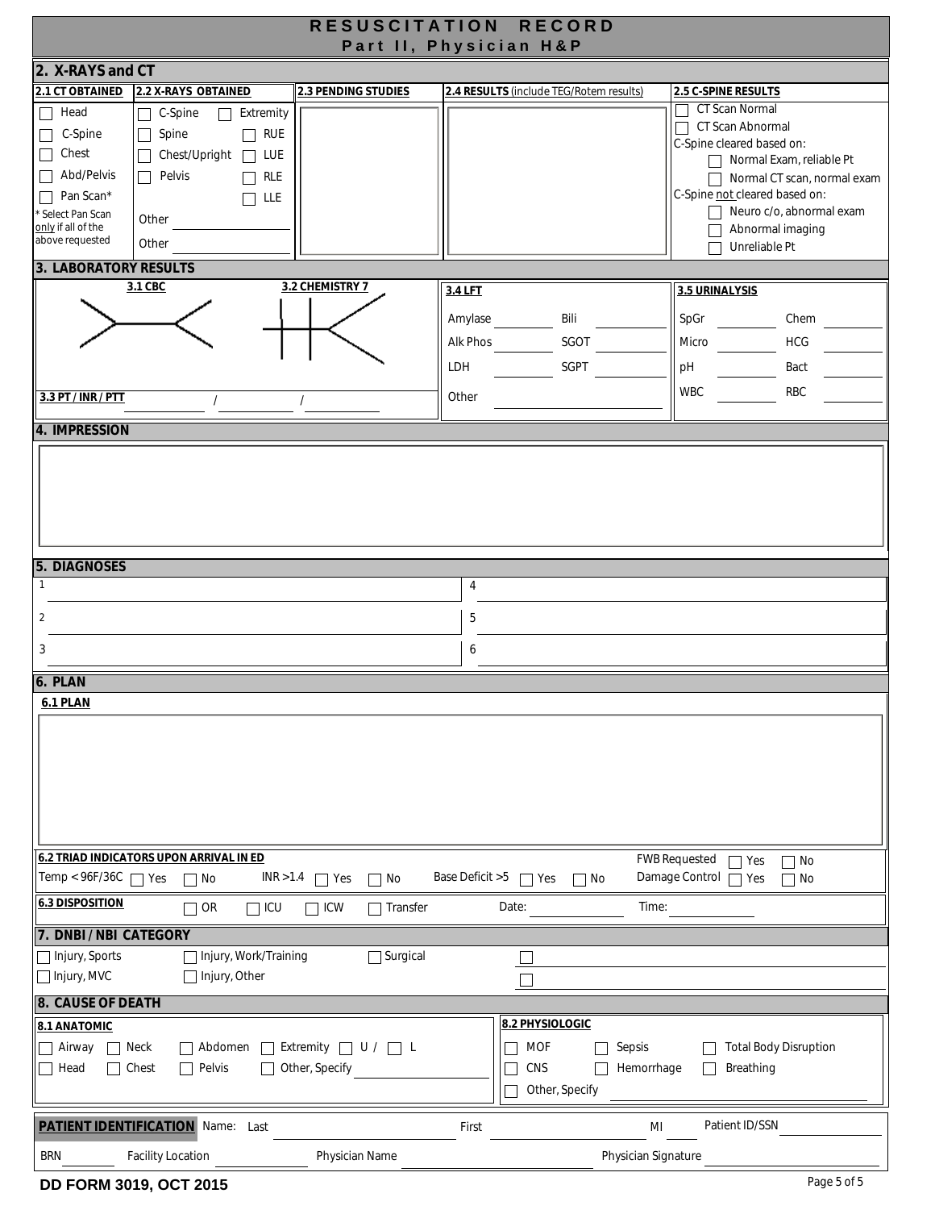# RESUSCITATION RECORD
## Part II, Physician H&P

## 2. X-RAYS and CT

| 2.1 CT OBTAINED | 2.2 X-RAYS OBTAINED | | 2.3 PENDING STUDIES | 2.4 RESULTS (include TEG/Rotem results) | 2.5 C-SPINE RESULTS |
|---|---|---|---|---|---|
| ☐ Head | ☐ C-Spine | ☐ Extremity | | | ☐ CT Scan Normal |
| ☐ C-Spine | ☐ Spine | ☐ RUE | | | ☐ CT Scan Abnormal |
| ☐ Chest | ☐ Chest/Upright | ☐ LUE | | | C-Spine cleared based on: |
| ☐ Abd/Pelvis | ☐ Pelvis | ☐ RLE | | | ☐ Normal Exam, reliable Pt |
| ☐ Pan Scan* | | ☐ LLE | | | ☐ Normal CT scan, normal exam |
| * Select Pan Scan only if all of the above requested | Other | | | | C-Spine not cleared based on: |
| | Other | | | | ☐ Neuro c/o, abnormal exam |
| | | | | | ☐ Abnormal imaging |
| | | | | | ☐ Unreliable Pt |

## 3. LABORATORY RESULTS

**3.1 CBC**

**3.2 CHEMISTRY 7**

**3.3 PT / INR / PTT** ________ / ________ / ________

**3.4 LFT**

| | | | |
|---|---|---|---|
| Amylase | | Bili | |
| Alk Phos | | SGOT | |
| LDH | | SGPT | |
| Other | | | |

**3.5 URINALYSIS**

| | | | |
|---|---|---|---|
| SpGr | | Chem | |
| Micro | | HCG | |
| pH | | Bact | |
| WBC | | RBC | |

## 4. IMPRESSION

## 5. DIAGNOSES

| | |
|---|---|
| 1 | 4 |
| 2 | 5 |
| 3 | 6 |

## 6. PLAN

**6.1 PLAN**

**6.2 TRIAD INDICATORS UPON ARRIVAL IN ED**

Temp < 96F/36C ☐ Yes ☐ No     INR >1.4 ☐ Yes ☐ No     Base Deficit >5 ☐ Yes ☐ No

FWB Requested ☐ Yes ☐ No
Damage Control ☐ Yes ☐ No

**6.3 DISPOSITION** ☐ OR ☐ ICU ☐ ICW ☐ Transfer     Date: ________     Time: ________

## 7. DNBI / NBI CATEGORY

☐ Injury, Sports     ☐ Injury, Work/Training     ☐ Surgical     ☐ ________
☐ Injury, MVC     ☐ Injury, Other     ☐ ________

## 8. CAUSE OF DEATH

**8.1 ANATOMIC**

☐ Airway ☐ Neck ☐ Abdomen ☐ Extremity ☐ U / ☐ L
☐ Head ☐ Chest ☐ Pelvis ☐ Other, Specify ________

**8.2 PHYSIOLOGIC**

☐ MOF ☐ Sepsis ☐ Total Body Disruption
☐ CNS ☐ Hemorrhage ☐ Breathing
☐ Other, Specify ________

**PATIENT IDENTIFICATION** Name: Last ________ First ________ MI ____ Patient ID/SSN ________

BRN ________ Facility Location ________ Physician Name ________ Physician Signature ________

DD FORM 3019, OCT 2015